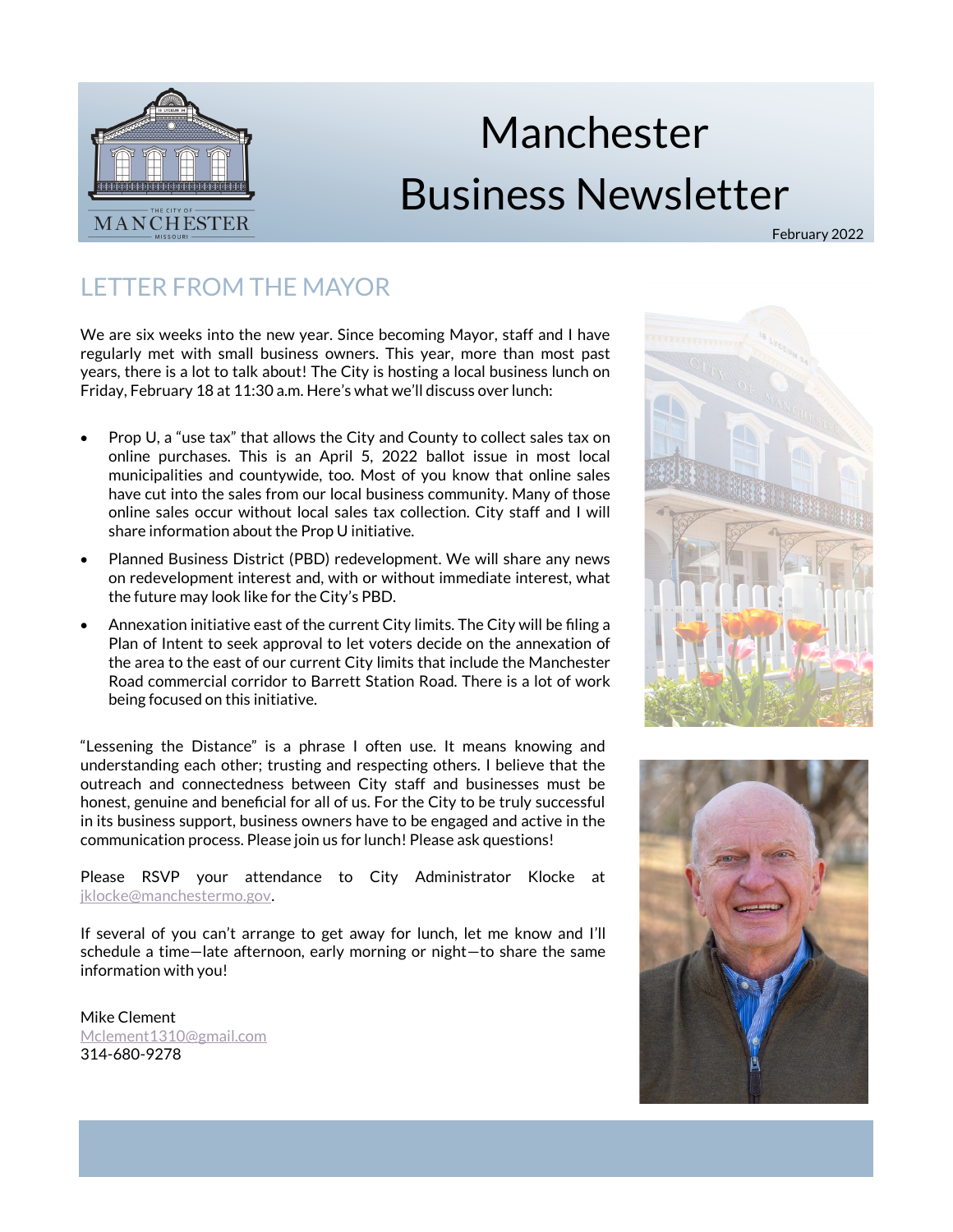# Manchester Business Newsletter

February 2022

## LETTER FROM THE MAYOR

We are six weeks into the new year. Since becoming Mayor, staff and I have regularly met with small business owners. This year, more than most past years, there is a lot to talk about! The City is hosting a local business lunch on Friday, February 18 at 11:30 a.m. Here's what we'll discuss over lunch:

- Prop U, a "use tax" that allows the City and County to collect sales tax on online purchases. This is an April 5, 2022 ballot issue in most local municipalities and countywide, too. Most of you know that online sales have cut into the sales from our local business community. Many of those online sales occur without local sales tax collection. City staff and I will share information about the Prop U initiative.
- Planned Business District (PBD) redevelopment. We will share any news on redevelopment interest and, with or without immediate interest, what the future may look like for the City's PBD.
- Annexation initiative east of the current City limits. The City will be filing a Plan of Intent to seek approval to let voters decide on the annexation of the area to the east of our current City limits that include the Manchester Road commercial corridor to Barrett Station Road. There is a lot of work being focused on this initiative.

"Lessening the Distance" is a phrase I often use. It means knowing and understanding each other; trusting and respecting others. I believe that the outreach and connectedness between City staff and businesses must be honest, genuine and beneficial for all of us. For the City to be truly successful in its business support, business owners have to be engaged and active in the communication process. Please join us for lunch! Please ask questions!

Please RSVP your attendance to City Administrator Klocke at jklocke@manchestermo.gov.

If several of you can't arrange to get away for lunch, let me know and I'll schedule a time—late afternoon, early morning or night—to share the same information with you!

Mike Clement
Mclement1310@gmail.com
314-680-9278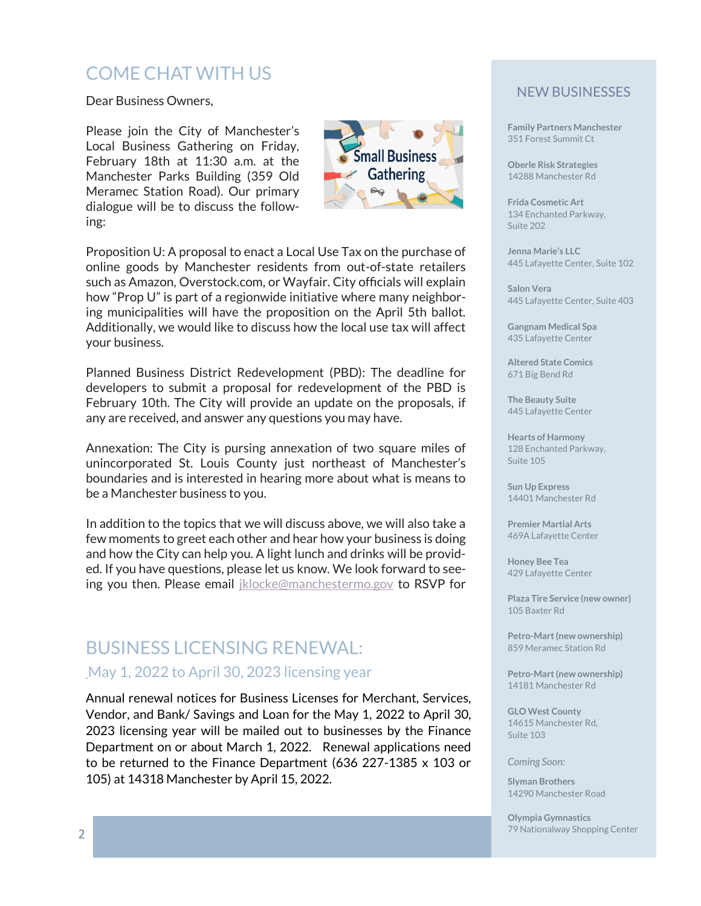## COME CHAT WITH US

Dear Business Owners,

Please join the City of Manchester's Local Business Gathering on Friday, February 18th at 11:30 a.m. at the Manchester Parks Building (359 Old Meramec Station Road). Our primary dialogue will be to discuss the following:

Proposition U: A proposal to enact a Local Use Tax on the purchase of online goods by Manchester residents from out-of-state retailers such as Amazon, Overstock.com, or Wayfair. City officials will explain how "Prop U" is part of a regionwide initiative where many neighboring municipalities will have the proposition on the April 5th ballot. Additionally, we would like to discuss how the local use tax will affect your business.

Planned Business District Redevelopment (PBD): The deadline for developers to submit a proposal for redevelopment of the PBD is February 10th. The City will provide an update on the proposals, if any are received, and answer any questions you may have.

Annexation: The City is pursing annexation of two square miles of unincorporated St. Louis County just northeast of Manchester's boundaries and is interested in hearing more about what is means to be a Manchester business to you.

In addition to the topics that we will discuss above, we will also take a few moments to greet each other and hear how your business is doing and how the City can help you. A light lunch and drinks will be provided. If you have questions, please let us know. We look forward to seeing you then. Please email jklocke@manchestermo.gov to RSVP for

## BUSINESS LICENSING RENEWAL:

### May 1, 2022 to April 30, 2023 licensing year

Annual renewal notices for Business Licenses for Merchant, Services, Vendor, and Bank/ Savings and Loan for the May 1, 2022 to April 30, 2023 licensing year will be mailed out to businesses by the Finance Department on or about March 1, 2022. Renewal applications need to be returned to the Finance Department (636 227-1385 x 103 or 105) at 14318 Manchester by April 15, 2022.

## NEW BUSINESSES

**Family Partners Manchester**
351 Forest Summit Ct

**Oberle Risk Strategies**
14288 Manchester Rd

**Frida Cosmetic Art**
134 Enchanted Parkway, Suite 202

**Jenna Marie's LLC**
445 Lafayette Center, Suite 102

**Salon Vera**
445 Lafayette Center, Suite 403

**Gangnam Medical Spa**
435 Lafayette Center

**Altered State Comics**
671 Big Bend Rd

**The Beauty Suite**
445 Lafayette Center

**Hearts of Harmony**
128 Enchanted Parkway, Suite 105

**Sun Up Express**
14401 Manchester Rd

**Premier Martial Arts**
469A Lafayette Center

**Honey Bee Tea**
429 Lafayette Center

**Plaza Tire Service (new owner)**
105 Baxter Rd

**Petro-Mart (new ownership)**
859 Meramec Station Rd

**Petro-Mart (new ownership)**
14181 Manchester Rd

**GLO West County**
14615 Manchester Rd, Suite 103

*Coming Soon:*

**Slyman Brothers**
14290 Manchester Road

**Olympia Gymnastics**
79 Nationalway Shopping Center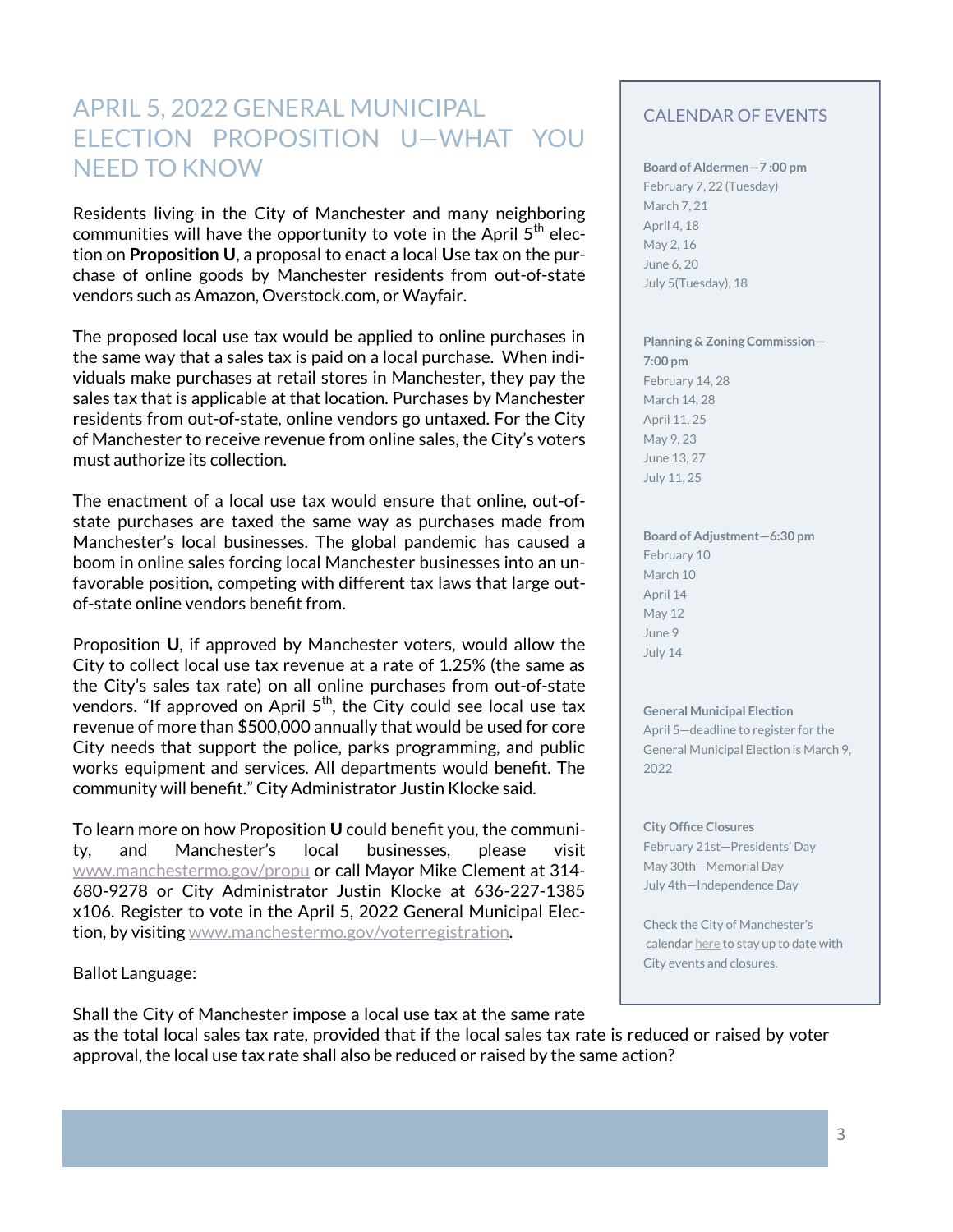## APRIL 5, 2022 GENERAL MUNICIPAL ELECTION PROPOSITION U—WHAT YOU NEED TO KNOW

Residents living in the City of Manchester and many neighboring communities will have the opportunity to vote in the April 5th election on **Proposition U**, a proposal to enact a local **U**se tax on the purchase of online goods by Manchester residents from out-of-state vendors such as Amazon, Overstock.com, or Wayfair.

The proposed local use tax would be applied to online purchases in the same way that a sales tax is paid on a local purchase. When individuals make purchases at retail stores in Manchester, they pay the sales tax that is applicable at that location. Purchases by Manchester residents from out-of-state, online vendors go untaxed. For the City of Manchester to receive revenue from online sales, the City's voters must authorize its collection.

The enactment of a local use tax would ensure that online, out-of-state purchases are taxed the same way as purchases made from Manchester's local businesses. The global pandemic has caused a boom in online sales forcing local Manchester businesses into an unfavorable position, competing with different tax laws that large out-of-state online vendors benefit from.

Proposition **U**, if approved by Manchester voters, would allow the City to collect local use tax revenue at a rate of 1.25% (the same as the City's sales tax rate) on all online purchases from out-of-state vendors. "If approved on April 5th, the City could see local use tax revenue of more than $500,000 annually that would be used for core City needs that support the police, parks programming, and public works equipment and services. All departments would benefit. The community will benefit." City Administrator Justin Klocke said.

To learn more on how Proposition **U** could benefit you, the community, and Manchester's local businesses, please visit www.manchestermo.gov/propu or call Mayor Mike Clement at 314-680-9278 or City Administrator Justin Klocke at 636-227-1385 x106. Register to vote in the April 5, 2022 General Municipal Election, by visiting www.manchestermo.gov/voterregistration.

Ballot Language:

Shall the City of Manchester impose a local use tax at the same rate as the total local sales tax rate, provided that if the local sales tax rate is reduced or raised by voter approval, the local use tax rate shall also be reduced or raised by the same action?

### CALENDAR OF EVENTS

**Board of Aldermen—7 :00 pm**
February 7, 22 (Tuesday)
March 7, 21
April 4, 18
May 2, 16
June 6, 20
July 5(Tuesday), 18

**Planning & Zoning Commission—7:00 pm**
February 14, 28
March 14, 28
April 11, 25
May 9, 23
June 13, 27
July 11, 25

**Board of Adjustment—6:30 pm**
February 10
March 10
April 14
May 12
June 9
July 14

**General Municipal Election**
April 5—deadline to register for the General Municipal Election is March 9, 2022

**City Office Closures**
February 21st—Presidents' Day
May 30th—Memorial Day
July 4th—Independence Day

Check the City of Manchester's calendar here to stay up to date with City events and closures.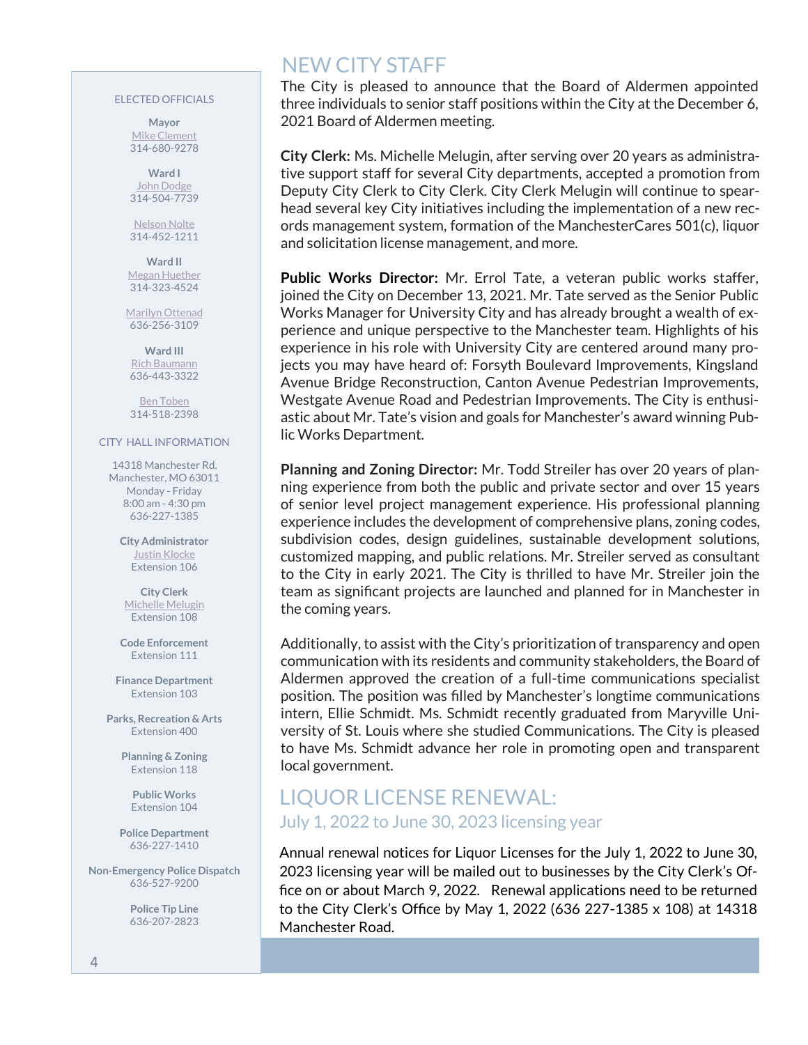## NEW CITY STAFF

The City is pleased to announce that the Board of Aldermen appointed three individuals to senior staff positions within the City at the December 6, 2021 Board of Aldermen meeting.

**City Clerk:** Ms. Michelle Melugin, after serving over 20 years as administrative support staff for several City departments, accepted a promotion from Deputy City Clerk to City Clerk. City Clerk Melugin will continue to spearhead several key City initiatives including the implementation of a new records management system, formation of the ManchesterCares 501(c), liquor and solicitation license management, and more.

**Public Works Director:** Mr. Errol Tate, a veteran public works staffer, joined the City on December 13, 2021. Mr. Tate served as the Senior Public Works Manager for University City and has already brought a wealth of experience and unique perspective to the Manchester team. Highlights of his experience in his role with University City are centered around many projects you may have heard of: Forsyth Boulevard Improvements, Kingsland Avenue Bridge Reconstruction, Canton Avenue Pedestrian Improvements, Westgate Avenue Road and Pedestrian Improvements. The City is enthusiastic about Mr. Tate's vision and goals for Manchester's award winning Public Works Department.

**Planning and Zoning Director:** Mr. Todd Streiler has over 20 years of planning experience from both the public and private sector and over 15 years of senior level project management experience. His professional planning experience includes the development of comprehensive plans, zoning codes, subdivision codes, design guidelines, sustainable development solutions, customized mapping, and public relations. Mr. Streiler served as consultant to the City in early 2021. The City is thrilled to have Mr. Streiler join the team as significant projects are launched and planned for in Manchester in the coming years.

Additionally, to assist with the City's prioritization of transparency and open communication with its residents and community stakeholders, the Board of Aldermen approved the creation of a full-time communications specialist position. The position was filled by Manchester's longtime communications intern, Ellie Schmidt. Ms. Schmidt recently graduated from Maryville University of St. Louis where she studied Communications. The City is pleased to have Ms. Schmidt advance her role in promoting open and transparent local government.

## LIQUOR LICENSE RENEWAL:

### July 1, 2022 to June 30, 2023 licensing year

Annual renewal notices for Liquor Licenses for the July 1, 2022 to June 30, 2023 licensing year will be mailed out to businesses by the City Clerk's Office on or about March 9, 2022. Renewal applications need to be returned to the City Clerk's Office by May 1, 2022 (636 227-1385 x 108) at 14318 Manchester Road.

---

ELECTED OFFICIALS

**Mayor**
Mike Clement
314-680-9278

**Ward I**
John Dodge
314-504-7739

Nelson Nolte
314-452-1211

**Ward II**
Megan Huether
314-323-4524

Marilyn Ottenad
636-256-3109

**Ward III**
Rich Baumann
636-443-3322

Ben Toben
314-518-2398

CITY HALL INFORMATION

14318 Manchester Rd.
Manchester, MO 63011
Monday - Friday
8:00 am - 4:30 pm
636-227-1385

**City Administrator**
Justin Klocke
Extension 106

**City Clerk**
Michelle Melugin
Extension 108

**Code Enforcement**
Extension 111

**Finance Department**
Extension 103

**Parks, Recreation & Arts**
Extension 400

**Planning & Zoning**
Extension 118

**Public Works**
Extension 104

**Police Department**
636-227-1410

**Non-Emergency Police Dispatch**
636-527-9200

**Police Tip Line**
636-207-2823